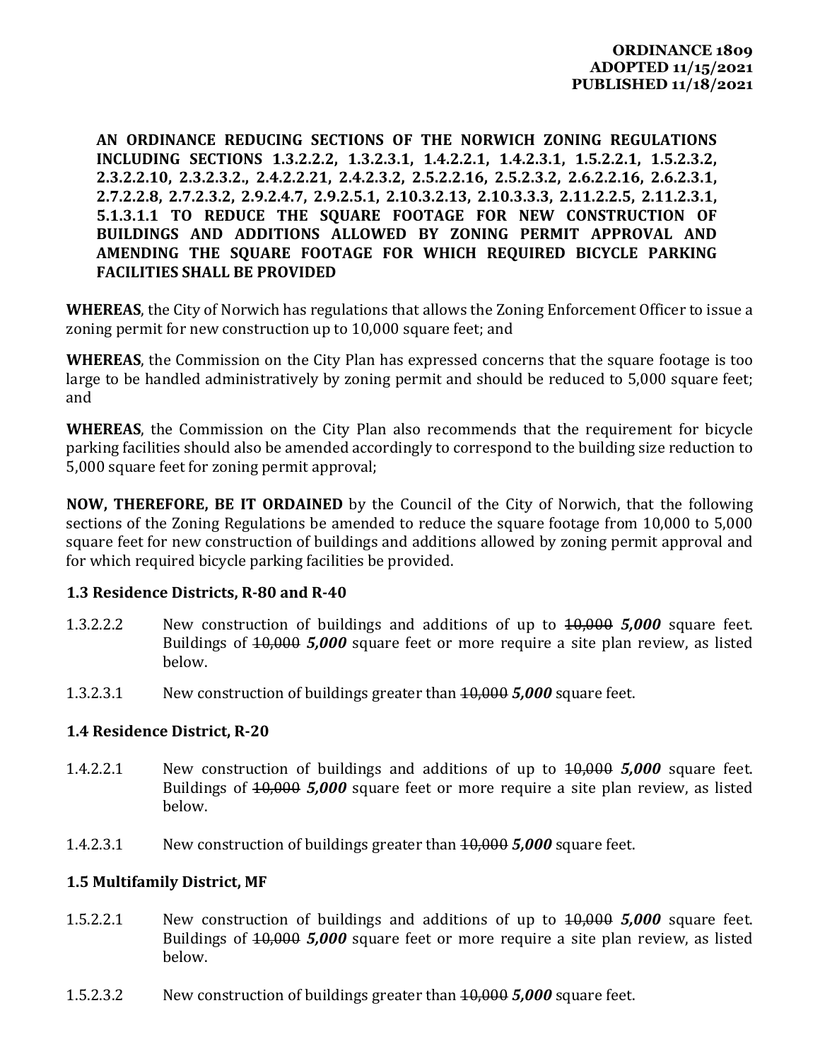**ORDINANCE 1809**
**ADOPTED 11/15/2021**
**PUBLISHED 11/18/2021**

**AN ORDINANCE REDUCING SECTIONS OF THE NORWICH ZONING REGULATIONS INCLUDING SECTIONS 1.3.2.2.2, 1.3.2.3.1, 1.4.2.2.1, 1.4.2.3.1, 1.5.2.2.1, 1.5.2.3.2, 2.3.2.2.10, 2.3.2.3.2., 2.4.2.2.21, 2.4.2.3.2, 2.5.2.2.16, 2.5.2.3.2, 2.6.2.2.16, 2.6.2.3.1, 2.7.2.2.8, 2.7.2.3.2, 2.9.2.4.7, 2.9.2.5.1, 2.10.3.2.13, 2.10.3.3.3, 2.11.2.2.5, 2.11.2.3.1, 5.1.3.1.1 TO REDUCE THE SQUARE FOOTAGE FOR NEW CONSTRUCTION OF BUILDINGS AND ADDITIONS ALLOWED BY ZONING PERMIT APPROVAL AND AMENDING THE SQUARE FOOTAGE FOR WHICH REQUIRED BICYCLE PARKING FACILITIES SHALL BE PROVIDED**

**WHEREAS**, the City of Norwich has regulations that allows the Zoning Enforcement Officer to issue a zoning permit for new construction up to 10,000 square feet; and

**WHEREAS**, the Commission on the City Plan has expressed concerns that the square footage is too large to be handled administratively by zoning permit and should be reduced to 5,000 square feet; and

**WHEREAS**, the Commission on the City Plan also recommends that the requirement for bicycle parking facilities should also be amended accordingly to correspond to the building size reduction to 5,000 square feet for zoning permit approval;

**NOW, THEREFORE, BE IT ORDAINED** by the Council of the City of Norwich, that the following sections of the Zoning Regulations be amended to reduce the square footage from 10,000 to 5,000 square feet for new construction of buildings and additions allowed by zoning permit approval and for which required bicycle parking facilities be provided.

### 1.3 Residence Districts, R-80 and R-40

1.3.2.2.2 New construction of buildings and additions of up to ~~10,000~~ ***5,000*** square feet. Buildings of ~~10,000~~ ***5,000*** square feet or more require a site plan review, as listed below.

1.3.2.3.1 New construction of buildings greater than ~~10,000~~ ***5,000*** square feet.

### 1.4 Residence District, R-20

1.4.2.2.1 New construction of buildings and additions of up to ~~10,000~~ ***5,000*** square feet. Buildings of ~~10,000~~ ***5,000*** square feet or more require a site plan review, as listed below.

1.4.2.3.1 New construction of buildings greater than ~~10,000~~ ***5,000*** square feet.

### 1.5 Multifamily District, MF

1.5.2.2.1 New construction of buildings and additions of up to ~~10,000~~ ***5,000*** square feet. Buildings of ~~10,000~~ ***5,000*** square feet or more require a site plan review, as listed below.

1.5.2.3.2 New construction of buildings greater than ~~10,000~~ ***5,000*** square feet.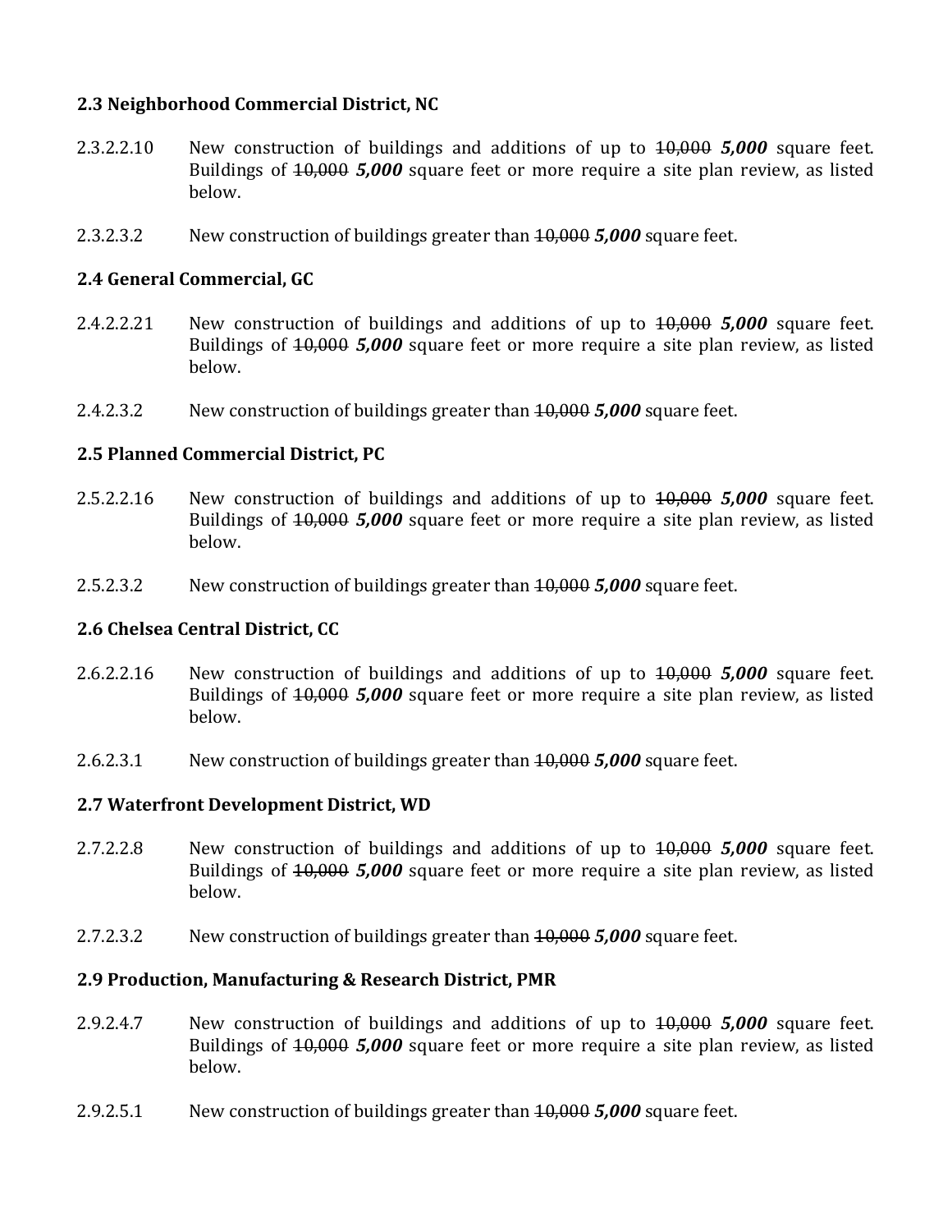### 2.3 Neighborhood Commercial District, NC

2.3.2.2.10 New construction of buildings and additions of up to ~~10,000~~ ***5,000*** square feet. Buildings of ~~10,000~~ ***5,000*** square feet or more require a site plan review, as listed below.

2.3.2.3.2 New construction of buildings greater than ~~10,000~~ ***5,000*** square feet.

### 2.4 General Commercial, GC

2.4.2.2.21 New construction of buildings and additions of up to ~~10,000~~ ***5,000*** square feet. Buildings of ~~10,000~~ ***5,000*** square feet or more require a site plan review, as listed below.

2.4.2.3.2 New construction of buildings greater than ~~10,000~~ ***5,000*** square feet.

### 2.5 Planned Commercial District, PC

2.5.2.2.16 New construction of buildings and additions of up to ~~10,000~~ ***5,000*** square feet. Buildings of ~~10,000~~ ***5,000*** square feet or more require a site plan review, as listed below.

2.5.2.3.2 New construction of buildings greater than ~~10,000~~ ***5,000*** square feet.

### 2.6 Chelsea Central District, CC

2.6.2.2.16 New construction of buildings and additions of up to ~~10,000~~ ***5,000*** square feet. Buildings of ~~10,000~~ ***5,000*** square feet or more require a site plan review, as listed below.

2.6.2.3.1 New construction of buildings greater than ~~10,000~~ ***5,000*** square feet.

### 2.7 Waterfront Development District, WD

2.7.2.2.8 New construction of buildings and additions of up to ~~10,000~~ ***5,000*** square feet. Buildings of ~~10,000~~ ***5,000*** square feet or more require a site plan review, as listed below.

2.7.2.3.2 New construction of buildings greater than ~~10,000~~ ***5,000*** square feet.

### 2.9 Production, Manufacturing & Research District, PMR

2.9.2.4.7 New construction of buildings and additions of up to ~~10,000~~ ***5,000*** square feet. Buildings of ~~10,000~~ ***5,000*** square feet or more require a site plan review, as listed below.

2.9.2.5.1 New construction of buildings greater than ~~10,000~~ ***5,000*** square feet.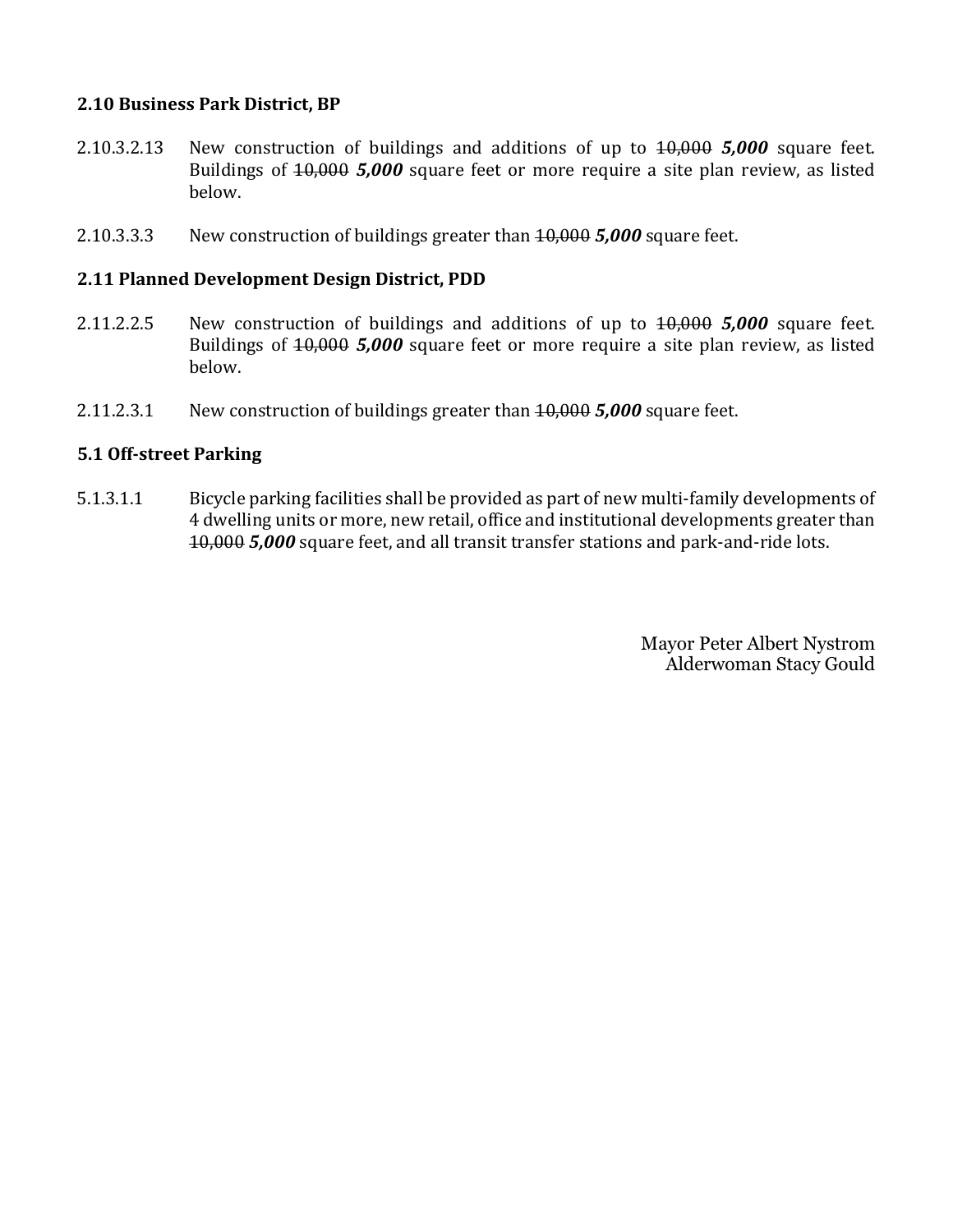**2.10 Business Park District, BP**

2.10.3.2.13 New construction of buildings and additions of up to ~~10,000~~ ***5,000*** square feet. Buildings of ~~10,000~~ ***5,000*** square feet or more require a site plan review, as listed below.

2.10.3.3.3 New construction of buildings greater than ~~10,000~~ ***5,000*** square feet.

**2.11 Planned Development Design District, PDD**

2.11.2.2.5 New construction of buildings and additions of up to ~~10,000~~ ***5,000*** square feet. Buildings of ~~10,000~~ ***5,000*** square feet or more require a site plan review, as listed below.

2.11.2.3.1 New construction of buildings greater than ~~10,000~~ ***5,000*** square feet.

**5.1 Off-street Parking**

5.1.3.1.1 Bicycle parking facilities shall be provided as part of new multi-family developments of 4 dwelling units or more, new retail, office and institutional developments greater than ~~10,000~~ ***5,000*** square feet, and all transit transfer stations and park-and-ride lots.

Mayor Peter Albert Nystrom
Alderwoman Stacy Gould